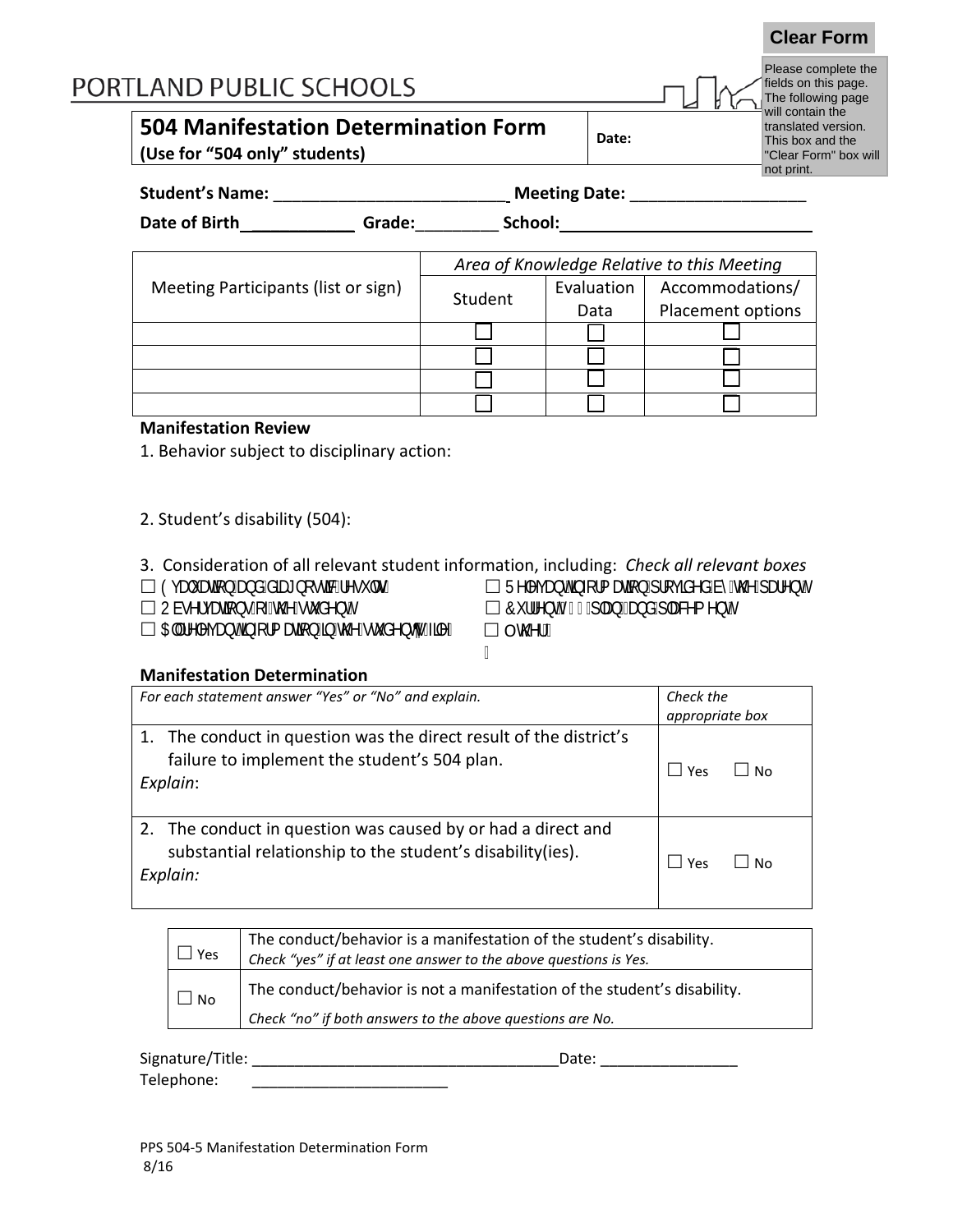# PORTLAND PUBLIC SCHOOLS

## 504 Manifestation Determination Form

**(Use for "504 only" students)**

**Date:**

**Student's Name:** __________________________ **Meeting Date:** ___________________

**Date of Birth** ____________ **Grade:** _________ **School:** ____________________________

| Meeting Participants (list or sign) | *Area of Knowledge Relative to this Meeting* | | |
|---|---|---|---|
| | Student | Evaluation Data | Accommodations/ Placement options |
| | ☐ | ☐ | ☐ |
| | ☐ | ☐ | ☐ |
| | ☐ | ☐ | ☐ |
| | ☐ | ☐ | ☐ |

### Manifestation Review

1. Behavior subject to disciplinary action:

2. Student's disability (504):

3. Consideration of all relevant student information, including: *Check all relevant boxes*

☐ Evaluation and diagnostic results
☐ Observations of the student
☐ All relevant information in the student's file
☐ Relevant information provided by the parents
☐ Current 504 plan and placement
☐ Other:

### Manifestation Determination

| *For each statement answer "Yes" or "No" and explain.* | *Check the appropriate box* |
|---|---|
| 1. The conduct in question was the direct result of the district's failure to implement the student's 504 plan. *Explain*: | ☐ Yes ☐ No |
| 2. The conduct in question was caused by or had a direct and substantial relationship to the student's disability(ies). *Explain:* | ☐ Yes ☐ No |

| | |
|---|---|
| ☐ Yes | The conduct/behavior is a manifestation of the student's disability. *Check "yes" if at least one answer to the above questions is Yes.* |
| ☐ No | The conduct/behavior is not a manifestation of the student's disability. *Check "no" if both answers to the above questions are No.* |

Signature/Title: ___________________________________ Date: ________________

Telephone: _______________________

PPS 504-5 Manifestation Determination Form
8/16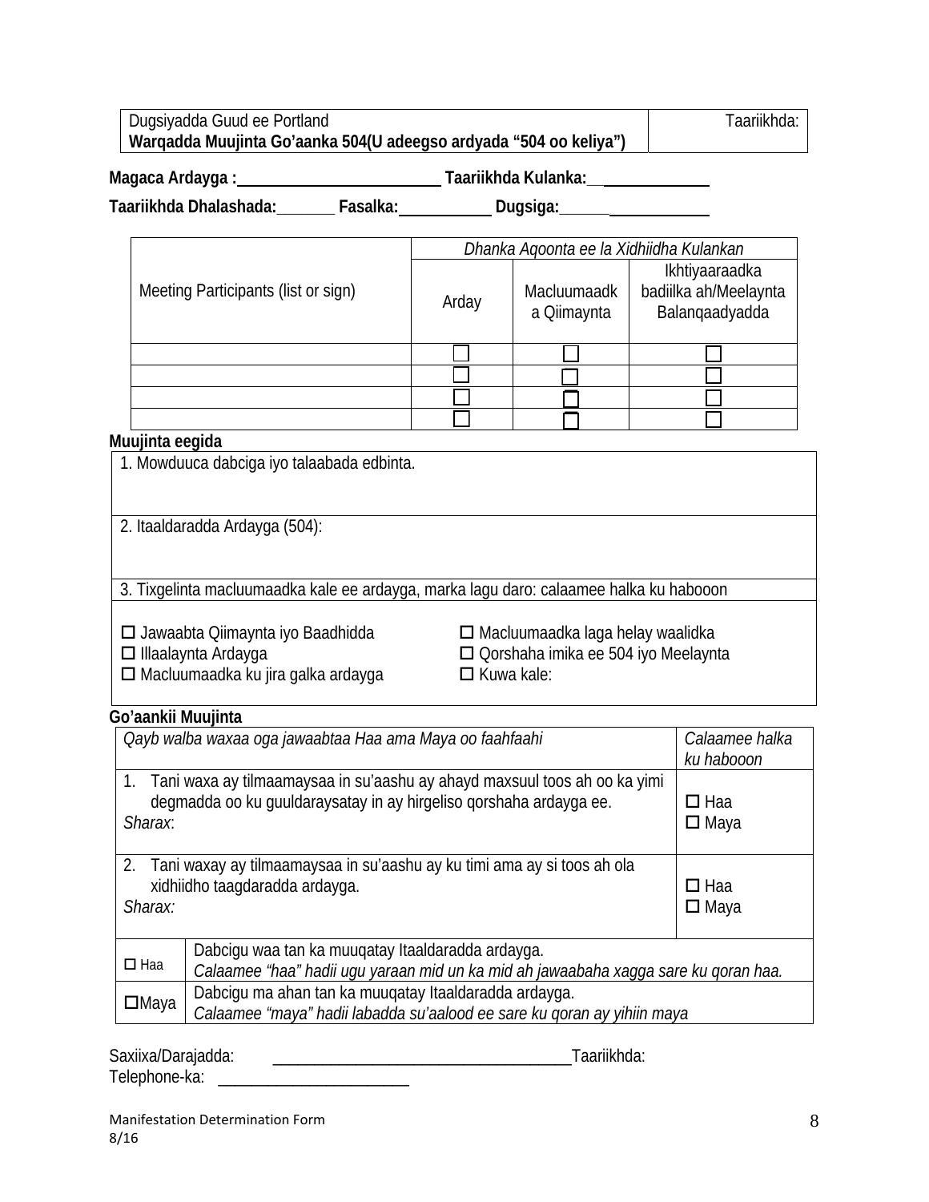| | |
|---|---|
| Dugsiyadda Guud ee Portland<br>**Warqadda Muujinta Go'aanka 504(U adeegso ardyada "504 oo keliya")** | Taariikhda: |

**Magaca Ardayga :**__________________________ **Taariikhda Kulanka:**__ ______________

**Taariikhda Dhalashada:**_______ **Fasalka:**____________ **Dugsiga:**______ _____________

| Meeting Participants (list or sign) | *Dhanka Aqoonta ee la Xidhiidha Kulankan* | | |
|---|---|---|---|
| | Arday | Macluumaadka Qiimaynta | Ikhtiyaaraadka badiilka ah/Meelaynta Balanqaadyadda |
| | ☐ | ☐ | ☐ |
| | ☐ | ☐ | ☐ |
| | ☐ | ☐ | ☐ |
| | ☐ | ☐ | ☐ |

**Muujinta eegida**

| |
|---|
| 1. Mowduuca dabciga iyo talaabada edbinta. |
| 2. Itaaldaradda Ardayga (504): |
| 3. Tixgelinta macluumaadka kale ee ardayga, marka lagu daro: calaamee halka ku habooon |
| ☐ Jawaabta Qiimaynta iyo Baadhidda<br>☐ Illaalaynta Ardayga<br>☐ Macluumaadka ku jira galka ardayga<br>☐ Macluumaadka laga helay waalidka<br>☐ Qorshaha imika ee 504 iyo Meelaynta<br>☐ Kuwa kale: |

**Go'aankii Muujinta**

| *Qayb walba waxaa oga jawaabtaa Haa ama Maya oo faahfaahi* | | *Calaamee halka ku habooon* |
|---|---|---|
| 1. Tani waxa ay tilmaamaysaa in su'aashu ay ahayd maxsuul toos ah oo ka yimi degmadda oo ku guuldaraysatay in ay hirgeliso qorshaha ardayga ee.<br>*Sharax*: | | ☐ Haa<br>☐ Maya |
| 2. Tani waxay ay tilmaamaysaa in su'aashu ay ku timi ama ay si toos ah ola xidhiidho taagdaradda ardayga.<br>*Sharax:* | | ☐ Haa<br>☐ Maya |
| ☐ Haa | Dabcigu waa tan ka muuqatay Itaaldaradda ardayga.<br>*Calaamee "haa" hadii ugu yaraan mid un ka mid ah jawaabaha xagga sare ku qoran haa.* | |
| ☐Maya | Dabcigu ma ahan tan ka muuqatay Itaaldaradda ardayga.<br>*Calaamee "maya" hadii labadda su'aalood ee sare ku qoran ay yihiin maya* | |

Saxiixa/Darajadda: _____________________________________Taariikhda:
Telephone-ka: ________________________

Manifestation Determination Form
8/16